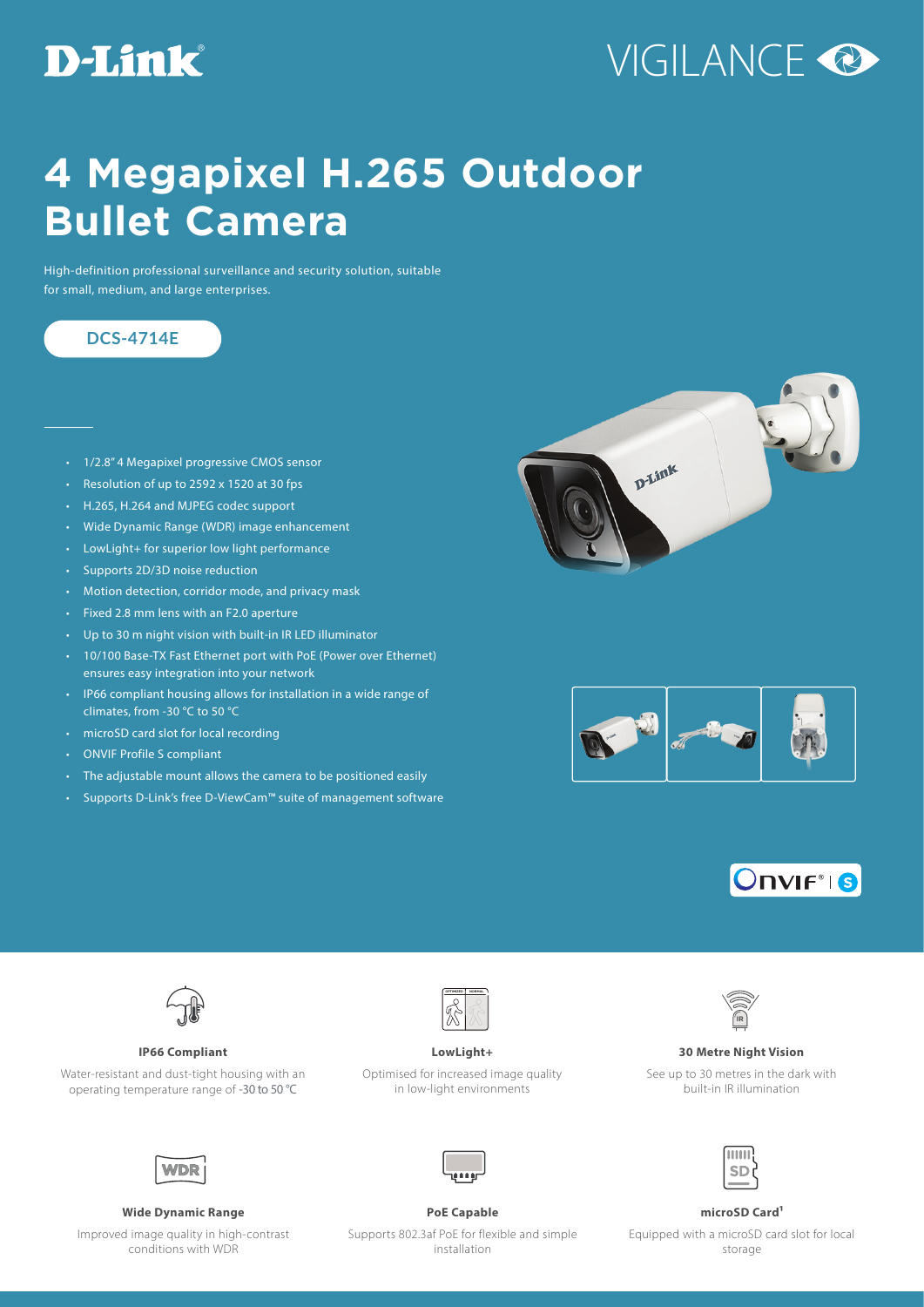D-Link

VIGILANCE

# 4 Megapixel H.265 Outdoor Bullet Camera

High-definition professional surveillance and security solution, suitable for small, medium, and large enterprises.

**DCS-4714E**

- 1/2.8" 4 Megapixel progressive CMOS sensor
- Resolution of up to 2592 x 1520 at 30 fps
- H.265, H.264 and MJPEG codec support
- Wide Dynamic Range (WDR) image enhancement
- LowLight+ for superior low light performance
- Supports 2D/3D noise reduction
- Motion detection, corridor mode, and privacy mask
- Fixed 2.8 mm lens with an F2.0 aperture
- Up to 30 m night vision with built-in IR LED illuminator
- 10/100 Base-TX Fast Ethernet port with PoE (Power over Ethernet) ensures easy integration into your network
- IP66 compliant housing allows for installation in a wide range of climates, from -30 °C to 50 °C
- microSD card slot for local recording
- ONVIF Profile S compliant
- The adjustable mount allows the camera to be positioned easily
- Supports D-Link's free D-ViewCam™ suite of management software

**IP66 Compliant**

Water-resistant and dust-tight housing with an operating temperature range of -30 to 50 °C

**LowLight+**

Optimised for increased image quality in low-light environments

**30 Metre Night Vision**

See up to 30 metres in the dark with built-in IR illumination

**Wide Dynamic Range**

Improved image quality in high-contrast conditions with WDR

**PoE Capable**

Supports 802.3af PoE for flexible and simple installation

**microSD Card[1]**

Equipped with a microSD card slot for local storage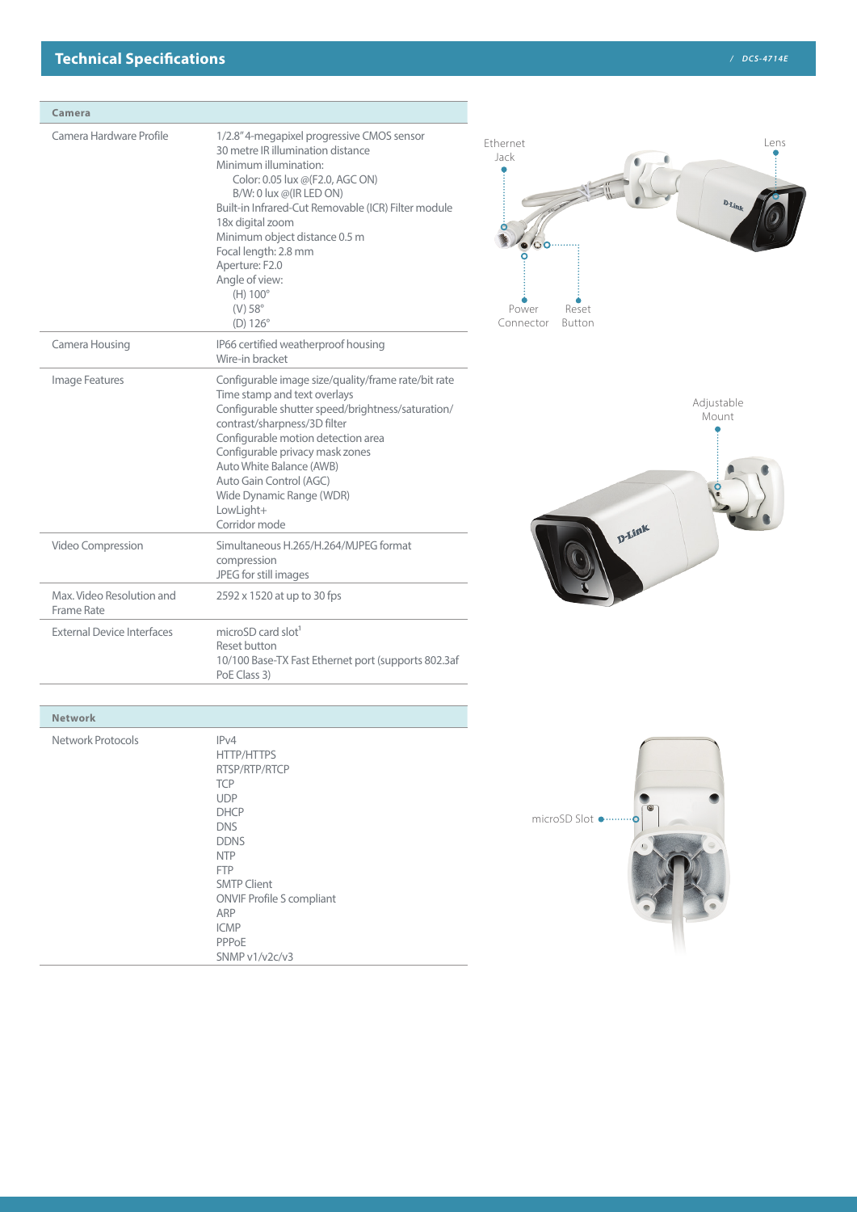## Technical Specifications

| Camera | |
|---|---|
| Camera Hardware Profile | 1/2.8" 4-megapixel progressive CMOS sensor<br>30 metre IR illumination distance<br>Minimum illumination:<br>Color: 0.05 lux @(F2.0, AGC ON)<br>B/W: 0 lux @(IR LED ON)<br>Built-in Infrared-Cut Removable (ICR) Filter module<br>18x digital zoom<br>Minimum object distance 0.5 m<br>Focal length: 2.8 mm<br>Aperture: F2.0<br>Angle of view:<br>(H) 100°<br>(V) 58°<br>(D) 126° |
| Camera Housing | IP66 certified weatherproof housing<br>Wire-in bracket |
| Image Features | Configurable image size/quality/frame rate/bit rate<br>Time stamp and text overlays<br>Configurable shutter speed/brightness/saturation/contrast/sharpness/3D filter<br>Configurable motion detection area<br>Configurable privacy mask zones<br>Auto White Balance (AWB)<br>Auto Gain Control (AGC)<br>Wide Dynamic Range (WDR)<br>LowLight+<br>Corridor mode |
| Video Compression | Simultaneous H.265/H.264/MJPEG format compression<br>JPEG for still images |
| Max. Video Resolution and Frame Rate | 2592 x 1520 at up to 30 fps |
| External Device Interfaces | microSD card slot[1]<br>Reset button<br>10/100 Base-TX Fast Ethernet port (supports 802.3af PoE Class 3) |

| Network | |
|---|---|
| Network Protocols | IPv4<br>HTTP/HTTPS<br>RTSP/RTP/RTCP<br>TCP<br>UDP<br>DHCP<br>DNS<br>DDNS<br>NTP<br>FTP<br>SMTP Client<br>ONVIF Profile S compliant<br>ARP<br>ICMP<br>PPPoE<br>SNMP v1/v2c/v3 |

Ethernet Jack

Lens

Power Connector

Reset Button

Adjustable Mount

microSD Slot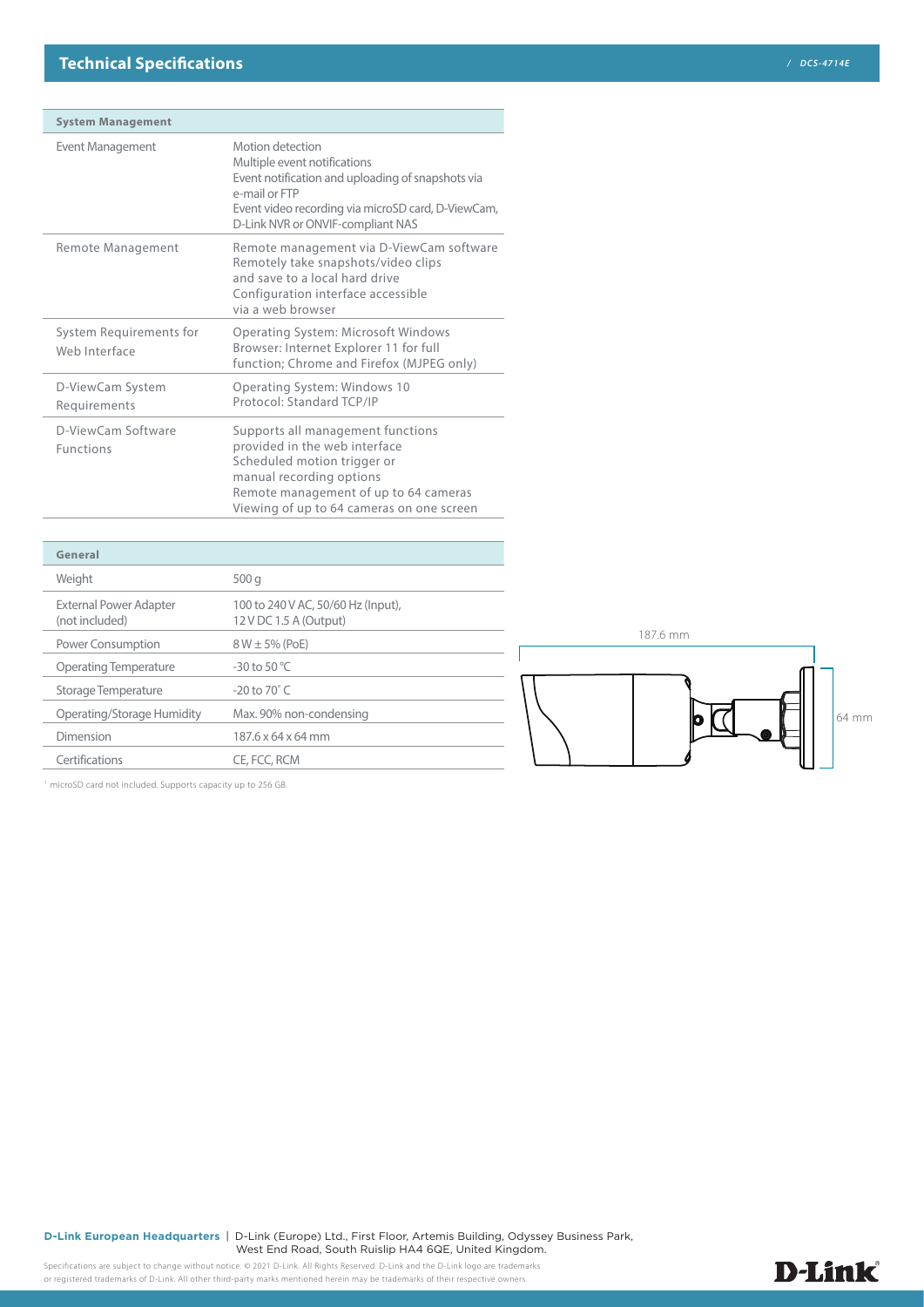## Technical Specifications

| System Management | |
|---|---|
| Event Management | Motion detection<br>Multiple event notifications<br>Event notification and uploading of snapshots via e-mail or FTP<br>Event video recording via microSD card, D-ViewCam, D-Link NVR or ONVIF-compliant NAS |
| Remote Management | Remote management via D-ViewCam software<br>Remotely take snapshots/video clips and save to a local hard drive<br>Configuration interface accessible via a web browser |
| System Requirements for Web Interface | Operating System: Microsoft Windows<br>Browser: Internet Explorer 11 for full function; Chrome and Firefox (MJPEG only) |
| D-ViewCam System Requirements | Operating System: Windows 10<br>Protocol: Standard TCP/IP |
| D-ViewCam Software Functions | Supports all management functions provided in the web interface<br>Scheduled motion trigger or manual recording options<br>Remote management of up to 64 cameras<br>Viewing of up to 64 cameras on one screen |

| General | |
|---|---|
| Weight | 500 g |
| External Power Adapter (not included) | 100 to 240 V AC, 50/60 Hz (Input), 12 V DC 1.5 A (Output) |
| Power Consumption | 8 W ± 5% (PoE) |
| Operating Temperature | -30 to 50 °C |
| Storage Temperature | -20 to 70˚ C |
| Operating/Storage Humidity | Max. 90% non-condensing |
| Dimension | 187.6 x 64 x 64 mm |
| Certifications | CE, FCC, RCM |

187.6 mm

64 mm

[1] microSD card not included. Supports capacity up to 256 GB.

**D-Link European Headquarters** | D-Link (Europe) Ltd., First Floor, Artemis Building, Odyssey Business Park, West End Road, South Ruislip HA4 6QE, United Kingdom.

Specifications are subject to change without notice. © 2021 D-Link. All Rights Reserved. D-Link and the D-Link logo are trademarks or registered trademarks of D-Link. All other third-party marks mentioned herein may be trademarks of their respective owners.